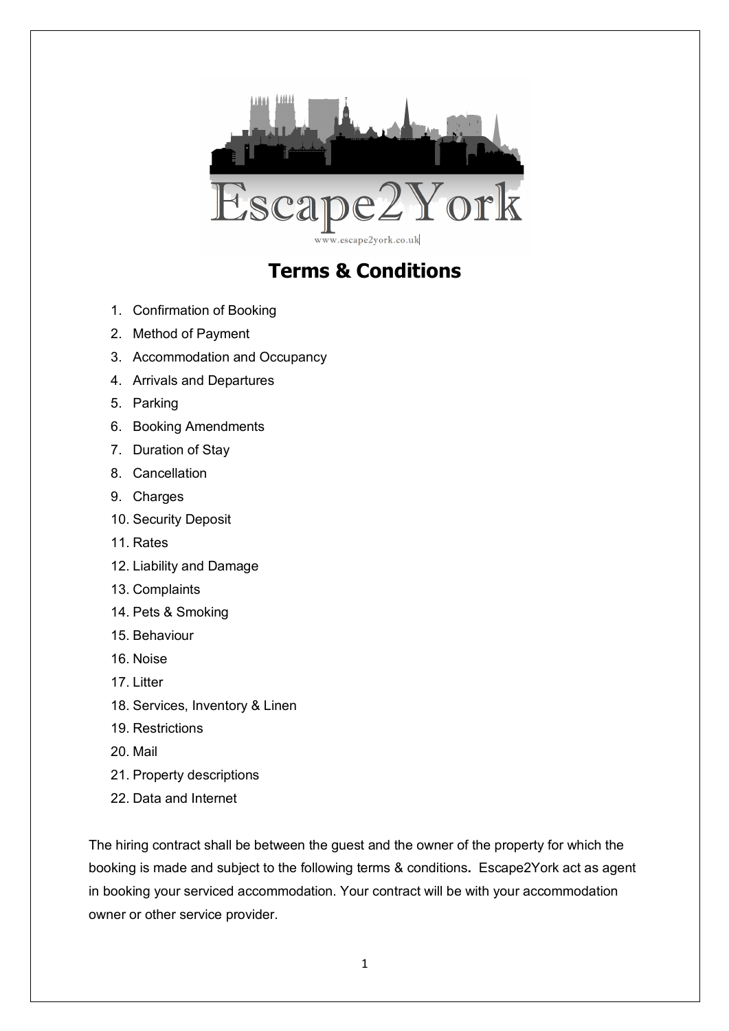# Terms & Conditions

1. Confirmation of Booking
2. Method of Payment
3. Accommodation and Occupancy
4. Arrivals and Departures
5. Parking
6. Booking Amendments
7. Duration of Stay
8. Cancellation
9. Charges
10. Security Deposit
11. Rates
12. Liability and Damage
13. Complaints
14. Pets & Smoking
15. Behaviour
16. Noise
17. Litter
18. Services, Inventory & Linen
19. Restrictions
20. Mail
21. Property descriptions
22. Data and Internet

The hiring contract shall be between the guest and the owner of the property for which the booking is made and subject to the following terms & conditions**.** Escape2York act as agent in booking your serviced accommodation. Your contract will be with your accommodation owner or other service provider.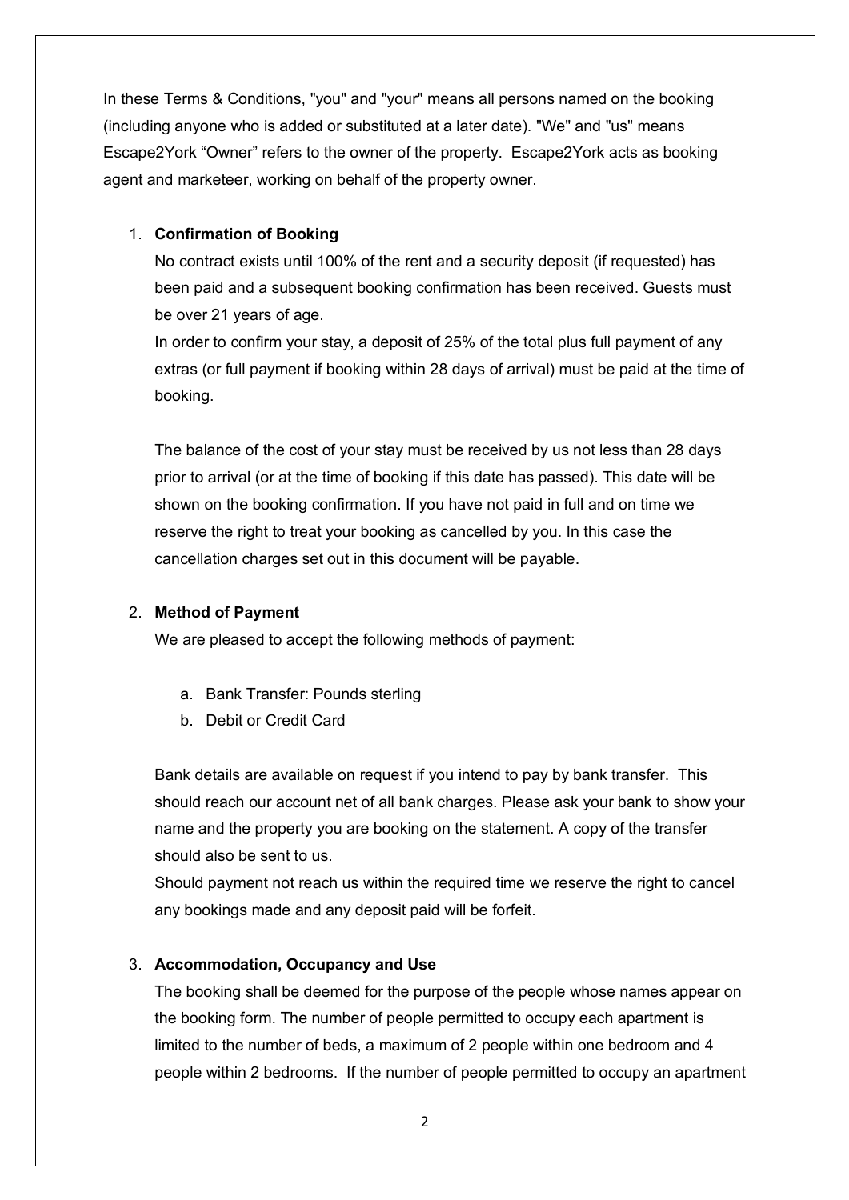In these Terms & Conditions, "you" and "your" means all persons named on the booking (including anyone who is added or substituted at a later date). "We" and "us" means Escape2York “Owner” refers to the owner of the property. Escape2York acts as booking agent and marketeer, working on behalf of the property owner.

1. **Confirmation of Booking**

   No contract exists until 100% of the rent and a security deposit (if requested) has been paid and a subsequent booking confirmation has been received. Guests must be over 21 years of age.

   In order to confirm your stay, a deposit of 25% of the total plus full payment of any extras (or full payment if booking within 28 days of arrival) must be paid at the time of booking.

   The balance of the cost of your stay must be received by us not less than 28 days prior to arrival (or at the time of booking if this date has passed). This date will be shown on the booking confirmation. If you have not paid in full and on time we reserve the right to treat your booking as cancelled by you. In this case the cancellation charges set out in this document will be payable.

2. **Method of Payment**

   We are pleased to accept the following methods of payment:

   a. Bank Transfer: Pounds sterling
   b. Debit or Credit Card

   Bank details are available on request if you intend to pay by bank transfer. This should reach our account net of all bank charges. Please ask your bank to show your name and the property you are booking on the statement. A copy of the transfer should also be sent to us.

   Should payment not reach us within the required time we reserve the right to cancel any bookings made and any deposit paid will be forfeit.

3. **Accommodation, Occupancy and Use**

   The booking shall be deemed for the purpose of the people whose names appear on the booking form. The number of people permitted to occupy each apartment is limited to the number of beds, a maximum of 2 people within one bedroom and 4 people within 2 bedrooms. If the number of people permitted to occupy an apartment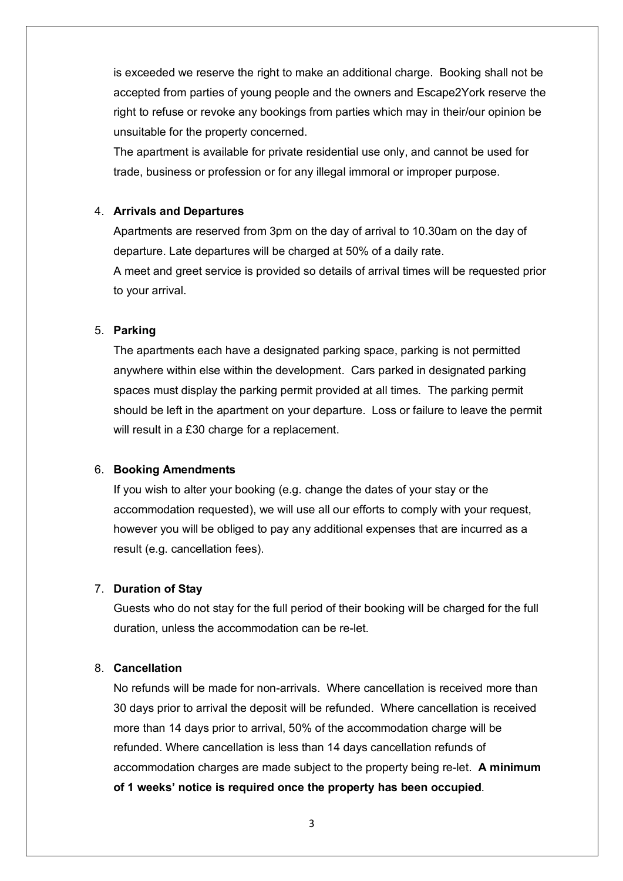is exceeded we reserve the right to make an additional charge. Booking shall not be accepted from parties of young people and the owners and Escape2York reserve the right to refuse or revoke any bookings from parties which may in their/our opinion be unsuitable for the property concerned.

The apartment is available for private residential use only, and cannot be used for trade, business or profession or for any illegal immoral or improper purpose.

4. **Arrivals and Departures**

   Apartments are reserved from 3pm on the day of arrival to 10.30am on the day of departure. Late departures will be charged at 50% of a daily rate.

   A meet and greet service is provided so details of arrival times will be requested prior to your arrival.

5. **Parking**

   The apartments each have a designated parking space, parking is not permitted anywhere within else within the development. Cars parked in designated parking spaces must display the parking permit provided at all times. The parking permit should be left in the apartment on your departure. Loss or failure to leave the permit will result in a £30 charge for a replacement.

6. **Booking Amendments**

   If you wish to alter your booking (e.g. change the dates of your stay or the accommodation requested), we will use all our efforts to comply with your request, however you will be obliged to pay any additional expenses that are incurred as a result (e.g. cancellation fees).

7. **Duration of Stay**

   Guests who do not stay for the full period of their booking will be charged for the full duration, unless the accommodation can be re-let.

8. **Cancellation**

   No refunds will be made for non-arrivals. Where cancellation is received more than 30 days prior to arrival the deposit will be refunded. Where cancellation is received more than 14 days prior to arrival, 50% of the accommodation charge will be refunded. Where cancellation is less than 14 days cancellation refunds of accommodation charges are made subject to the property being re-let. **A minimum of 1 weeks' notice is required once the property has been occupied**.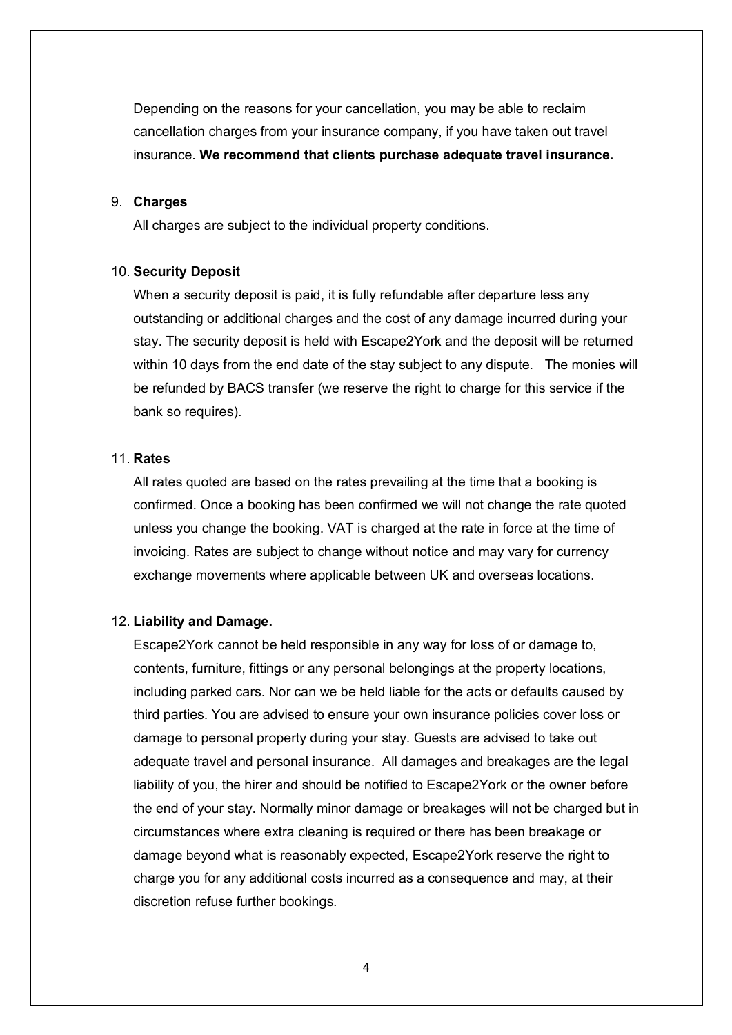Depending on the reasons for your cancellation, you may be able to reclaim cancellation charges from your insurance company, if you have taken out travel insurance. **We recommend that clients purchase adequate travel insurance.**

9. **Charges**

   All charges are subject to the individual property conditions.

10. **Security Deposit**

    When a security deposit is paid, it is fully refundable after departure less any outstanding or additional charges and the cost of any damage incurred during your stay. The security deposit is held with Escape2York and the deposit will be returned within 10 days from the end date of the stay subject to any dispute. The monies will be refunded by BACS transfer (we reserve the right to charge for this service if the bank so requires).

11. **Rates**

    All rates quoted are based on the rates prevailing at the time that a booking is confirmed. Once a booking has been confirmed we will not change the rate quoted unless you change the booking. VAT is charged at the rate in force at the time of invoicing. Rates are subject to change without notice and may vary for currency exchange movements where applicable between UK and overseas locations.

12. **Liability and Damage.**

    Escape2York cannot be held responsible in any way for loss of or damage to, contents, furniture, fittings or any personal belongings at the property locations, including parked cars. Nor can we be held liable for the acts or defaults caused by third parties. You are advised to ensure your own insurance policies cover loss or damage to personal property during your stay. Guests are advised to take out adequate travel and personal insurance. All damages and breakages are the legal liability of you, the hirer and should be notified to Escape2York or the owner before the end of your stay. Normally minor damage or breakages will not be charged but in circumstances where extra cleaning is required or there has been breakage or damage beyond what is reasonably expected, Escape2York reserve the right to charge you for any additional costs incurred as a consequence and may, at their discretion refuse further bookings.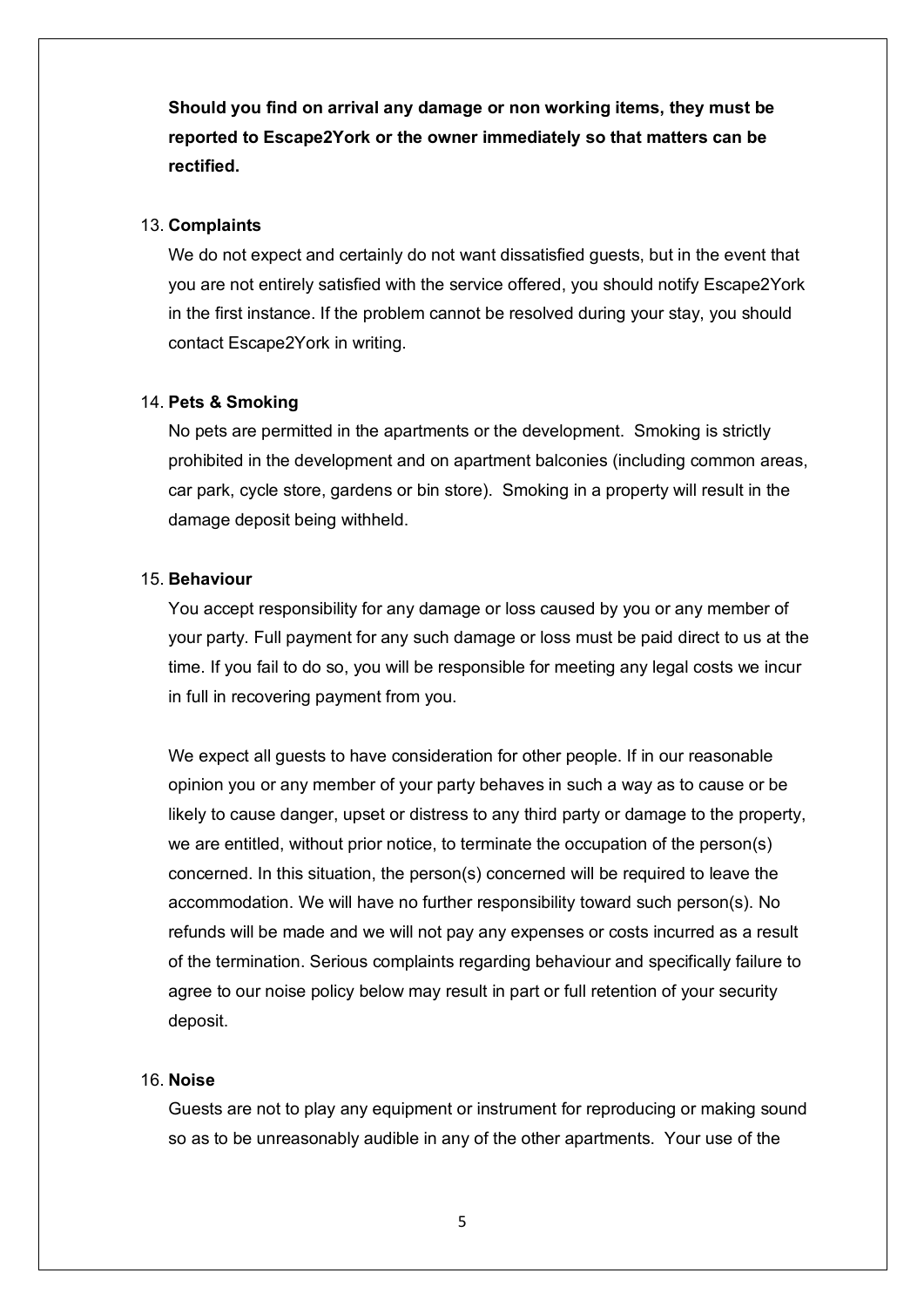**Should you find on arrival any damage or non working items, they must be reported to Escape2York or the owner immediately so that matters can be rectified.**

13. **Complaints**

    We do not expect and certainly do not want dissatisfied guests, but in the event that you are not entirely satisfied with the service offered, you should notify Escape2York in the first instance. If the problem cannot be resolved during your stay, you should contact Escape2York in writing.

14. **Pets & Smoking**

    No pets are permitted in the apartments or the development. Smoking is strictly prohibited in the development and on apartment balconies (including common areas, car park, cycle store, gardens or bin store). Smoking in a property will result in the damage deposit being withheld.

15. **Behaviour**

    You accept responsibility for any damage or loss caused by you or any member of your party. Full payment for any such damage or loss must be paid direct to us at the time. If you fail to do so, you will be responsible for meeting any legal costs we incur in full in recovering payment from you.

    We expect all guests to have consideration for other people. If in our reasonable opinion you or any member of your party behaves in such a way as to cause or be likely to cause danger, upset or distress to any third party or damage to the property, we are entitled, without prior notice, to terminate the occupation of the person(s) concerned. In this situation, the person(s) concerned will be required to leave the accommodation. We will have no further responsibility toward such person(s). No refunds will be made and we will not pay any expenses or costs incurred as a result of the termination. Serious complaints regarding behaviour and specifically failure to agree to our noise policy below may result in part or full retention of your security deposit.

16. **Noise**

    Guests are not to play any equipment or instrument for reproducing or making sound so as to be unreasonably audible in any of the other apartments. Your use of the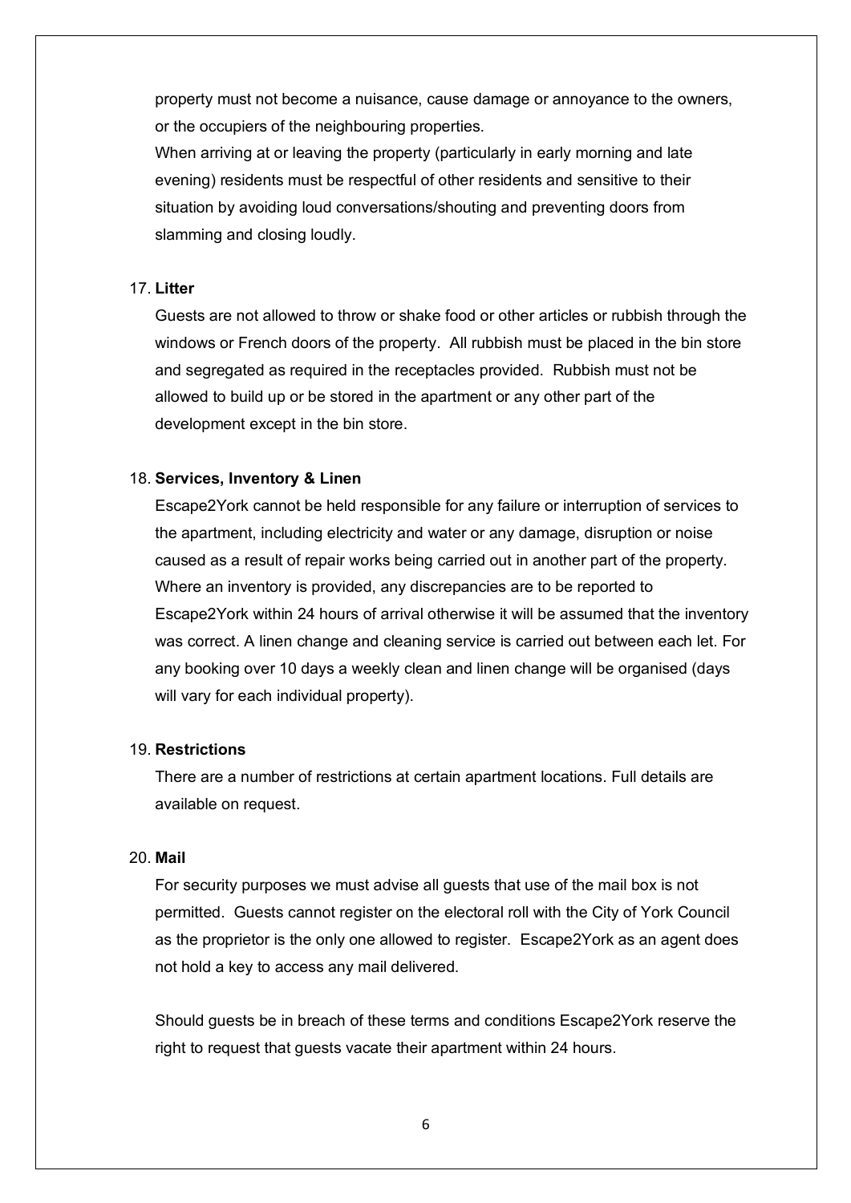property must not become a nuisance, cause damage or annoyance to the owners, or the occupiers of the neighbouring properties.
When arriving at or leaving the property (particularly in early morning and late evening) residents must be respectful of other residents and sensitive to their situation by avoiding loud conversations/shouting and preventing doors from slamming and closing loudly.

17. **Litter**

Guests are not allowed to throw or shake food or other articles or rubbish through the windows or French doors of the property. All rubbish must be placed in the bin store and segregated as required in the receptacles provided. Rubbish must not be allowed to build up or be stored in the apartment or any other part of the development except in the bin store.

18. **Services, Inventory & Linen**

Escape2York cannot be held responsible for any failure or interruption of services to the apartment, including electricity and water or any damage, disruption or noise caused as a result of repair works being carried out in another part of the property. Where an inventory is provided, any discrepancies are to be reported to Escape2York within 24 hours of arrival otherwise it will be assumed that the inventory was correct. A linen change and cleaning service is carried out between each let. For any booking over 10 days a weekly clean and linen change will be organised (days will vary for each individual property).

19. **Restrictions**

There are a number of restrictions at certain apartment locations. Full details are available on request.

20. **Mail**

For security purposes we must advise all guests that use of the mail box is not permitted. Guests cannot register on the electoral roll with the City of York Council as the proprietor is the only one allowed to register. Escape2York as an agent does not hold a key to access any mail delivered.

Should guests be in breach of these terms and conditions Escape2York reserve the right to request that guests vacate their apartment within 24 hours.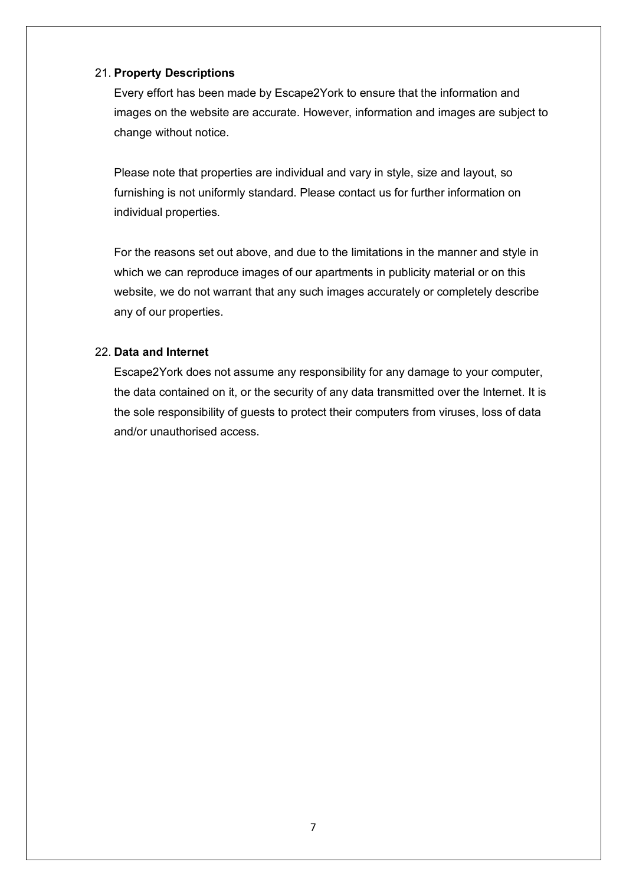21. **Property Descriptions**

    Every effort has been made by Escape2York to ensure that the information and images on the website are accurate. However, information and images are subject to change without notice.

    Please note that properties are individual and vary in style, size and layout, so furnishing is not uniformly standard. Please contact us for further information on individual properties.

    For the reasons set out above, and due to the limitations in the manner and style in which we can reproduce images of our apartments in publicity material or on this website, we do not warrant that any such images accurately or completely describe any of our properties.

22. **Data and Internet**

    Escape2York does not assume any responsibility for any damage to your computer, the data contained on it, or the security of any data transmitted over the Internet. It is the sole responsibility of guests to protect their computers from viruses, loss of data and/or unauthorised access.